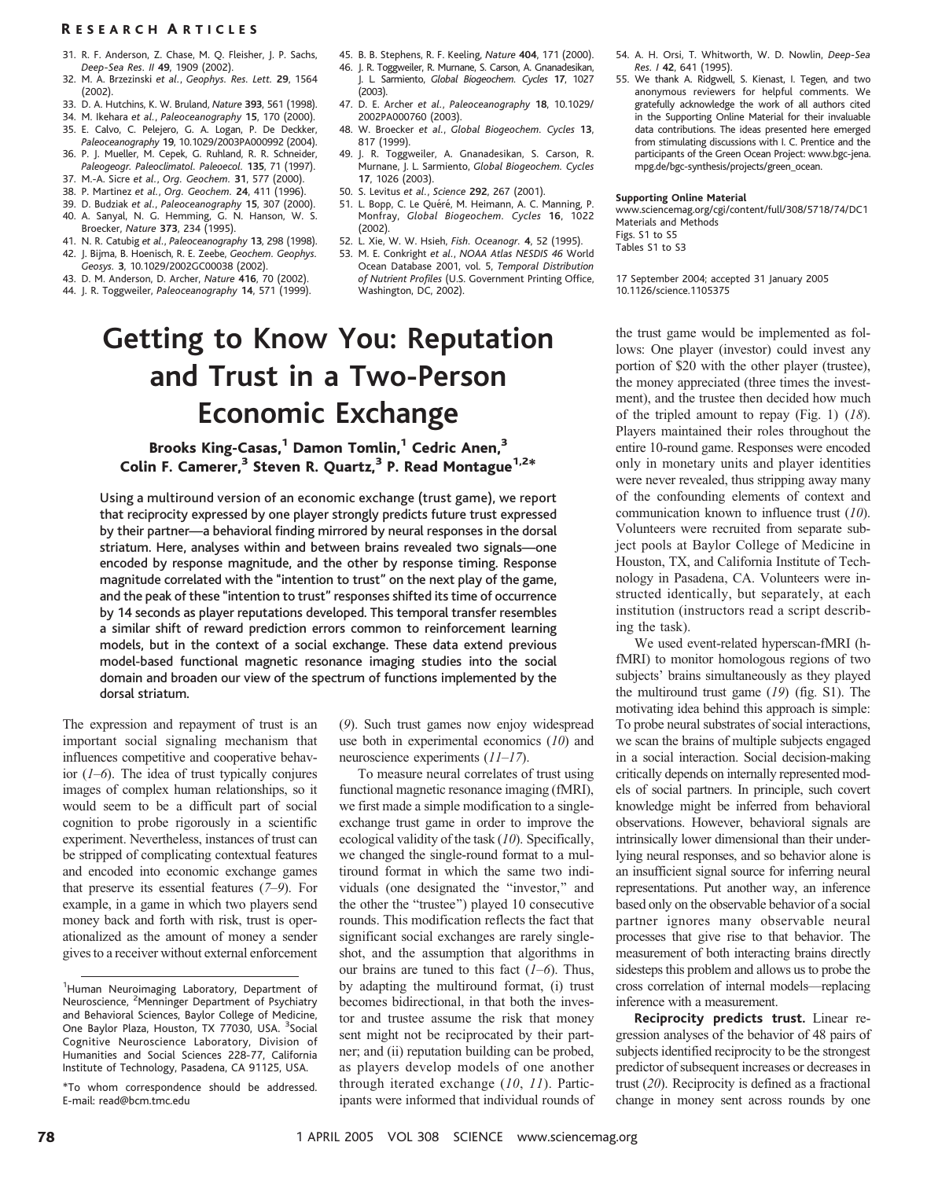31. R. F. Anderson, Z. Chase, M. Q. Fleisher, J. P. Sachs, *Deep-Sea Res. II* **49**, 1909 (2002).
32. M. A. Brzezinski *et al.*, *Geophys. Res. Lett.* **29**, 1564 (2002).
33. D. A. Hutchins, K. W. Bruland, *Nature* **393**, 561 (1998).
34. M. Ikehara *et al.*, *Paleoceanography* **15**, 170 (2000).
35. E. Calvo, C. Pelejero, G. A. Logan, P. De Deckker, *Paleoceanography* **19**, 10.1029/2003PA000992 (2004).
36. P. J. Mueller, M. Cepek, G. Ruhland, R. R. Schneider, *Paleogeogr. Paleoclimatol. Paleoecol.* **135**, 71 (1997).
37. M.-A. Sicre *et al.*, *Org. Geochem.* **31**, 577 (2000).
38. P. Martinez *et al.*, *Org. Geochem.* **24**, 411 (1996).
39. D. Budziak *et al.*, *Paleoceanography* **15**, 307 (2000).
40. A. Sanyal, N. G. Hemming, G. N. Hanson, W. S. Broecker, *Nature* **373**, 234 (1995).
41. N. R. Catubig *et al.*, *Paleoceanography* **13**, 298 (1998).
42. J. Bijma, B. Hoenisch, R. E. Zeebe, *Geochem. Geophys. Geosys.* **3**, 10.1029/2002GC00038 (2002).
43. D. M. Anderson, D. Archer, *Nature* **416**, 70 (2002).
44. J. R. Toggweiler, *Paleoceanography* **14**, 571 (1999).
45. B. B. Stephens, R. F. Keeling, *Nature* **404**, 171 (2000).
46. J. R. Toggweiler, R. Murnane, S. Carson, A. Gnanadesikan, J. L. Sarmiento, *Global Biogeochem. Cycles* **17**, 1027 (2003).
47. D. E. Archer *et al.*, *Paleoceanography* **18**, 10.1029/2002PA000760 (2003).
48. W. Broecker *et al.*, *Global Biogeochem. Cycles* **13**, 817 (1999).
49. J. R. Toggweiler, A. Gnanadesikan, S. Carson, R. Murnane, J. L. Sarmiento, *Global Biogeochem. Cycles* **17**, 1026 (2003).
50. S. Levitus *et al.*, *Science* **292**, 267 (2001).
51. L. Bopp, C. Le Quéré, M. Heimann, A. C. Manning, P. Monfray, *Global Biogeochem. Cycles* **16**, 1022 (2002).
52. L. Xie, W. W. Hsieh, *Fish. Oceanogr.* **4**, 52 (1995).
53. M. E. Conkright *et al.*, *NOAA Atlas NESDIS 46* World Ocean Database 2001, vol. 5, *Temporal Distribution of Nutrient Profiles* (U.S. Government Printing Office, Washington, DC, 2002).
54. A. H. Orsi, T. Whitworth, W. D. Nowlin, *Deep-Sea Res. I* **42**, 641 (1995).
55. We thank A. Ridgwell, S. Kienast, I. Tegen, and two anonymous reviewers for helpful comments. We gratefully acknowledge the work of all authors cited in the Supporting Online Material for their invaluable data contributions. The ideas presented here emerged from stimulating discussions with I. C. Prentice and the participants of the Green Ocean Project: www.bgc-jena.mpg.de/bgc-synthesis/projects/green_ocean.

**Supporting Online Material**
www.sciencemag.org/cgi/content/full/308/5718/74/DC1
Materials and Methods
Figs. S1 to S5
Tables S1 to S3

17 September 2004; accepted 31 January 2005
10.1126/science.1105375

# Getting to Know You: Reputation and Trust in a Two-Person Economic Exchange

**Brooks King-Casas,[1] Damon Tomlin,[1] Cedric Anen,[3] Colin F. Camerer,[3] Steven R. Quartz,[3] P. Read Montague[1,2]\***

**Using a multiround version of an economic exchange (trust game), we report that reciprocity expressed by one player strongly predicts future trust expressed by their partner—a behavioral finding mirrored by neural responses in the dorsal striatum. Here, analyses within and between brains revealed two signals—one encoded by response magnitude, and the other by response timing. Response magnitude correlated with the "intention to trust" on the next play of the game, and the peak of these "intention to trust" responses shifted its time of occurrence by 14 seconds as player reputations developed. This temporal transfer resembles a similar shift of reward prediction errors common to reinforcement learning models, but in the context of a social exchange. These data extend previous model-based functional magnetic resonance imaging studies into the social domain and broaden our view of the spectrum of functions implemented by the dorsal striatum.**

The expression and repayment of trust is an important social signaling mechanism that influences competitive and cooperative behavior (*1–6*). The idea of trust typically conjures images of complex human relationships, so it would seem to be a difficult part of social cognition to probe rigorously in a scientific experiment. Nevertheless, instances of trust can be stripped of complicating contextual features and encoded into economic exchange games that preserve its essential features (*7–9*). For example, in a game in which two players send money back and forth with risk, trust is operationalized as the amount of money a sender gives to a receiver without external enforcement (*9*). Such trust games now enjoy widespread use both in experimental economics (*10*) and neuroscience experiments (*11–17*).

To measure neural correlates of trust using functional magnetic resonance imaging (fMRI), we first made a simple modification to a single-exchange trust game in order to improve the ecological validity of the task (*10*). Specifically, we changed the single-round format to a multiround format in which the same two individuals (one designated the "investor," and the other the "trustee") played 10 consecutive rounds. This modification reflects the fact that significant social exchanges are rarely single-shot, and the assumption that algorithms in our brains are tuned to this fact (*1–6*). Thus, by adapting the multiround format, (i) trust becomes bidirectional, in that both the investor and trustee assume the risk that money sent might not be reciprocated by their partner; and (ii) reputation building can be probed, as players develop models of one another through iterated exchange (*10*, *11*). Participants were informed that individual rounds of the trust game would be implemented as follows: One player (investor) could invest any portion of \$20 with the other player (trustee), the money appreciated (three times the investment), and the trustee then decided how much of the tripled amount to repay (Fig. 1) (*18*). Players maintained their roles throughout the entire 10-round game. Responses were encoded only in monetary units and player identities were never revealed, thus stripping away many of the confounding elements of context and communication known to influence trust (*10*). Volunteers were recruited from separate subject pools at Baylor College of Medicine in Houston, TX, and California Institute of Technology in Pasadena, CA. Volunteers were instructed identically, but separately, at each institution (instructors read a script describing the task).

We used event-related hyperscan-fMRI (h-fMRI) to monitor homologous regions of two subjects' brains simultaneously as they played the multiround trust game (*19*) (fig. S1). The motivating idea behind this approach is simple: To probe neural substrates of social interactions, we scan the brains of multiple subjects engaged in a social interaction. Social decision-making critically depends on internally represented models of social partners. In principle, such covert knowledge might be inferred from behavioral observations. However, behavioral signals are intrinsically lower dimensional than their underlying neural responses, and so behavior alone is an insufficient signal source for inferring neural representations. Put another way, an inference based only on the observable behavior of a social partner ignores many observable neural processes that give rise to that behavior. The measurement of both interacting brains directly sidesteps this problem and allows us to probe the cross correlation of internal models—replacing inference with a measurement.

**Reciprocity predicts trust.** Linear regression analyses of the behavior of 48 pairs of subjects identified reciprocity to be the strongest predictor of subsequent increases or decreases in trust (*20*). Reciprocity is defined as a fractional change in money sent across rounds by one

---

[1]Human Neuroimaging Laboratory, Department of Neuroscience, [2]Menninger Department of Psychiatry and Behavioral Sciences, Baylor College of Medicine, One Baylor Plaza, Houston, TX 77030, USA. [3]Social Cognitive Neuroscience Laboratory, Division of Humanities and Social Sciences 228-77, California Institute of Technology, Pasadena, CA 91125, USA.

\*To whom correspondence should be addressed. E-mail: read@bcm.tmc.edu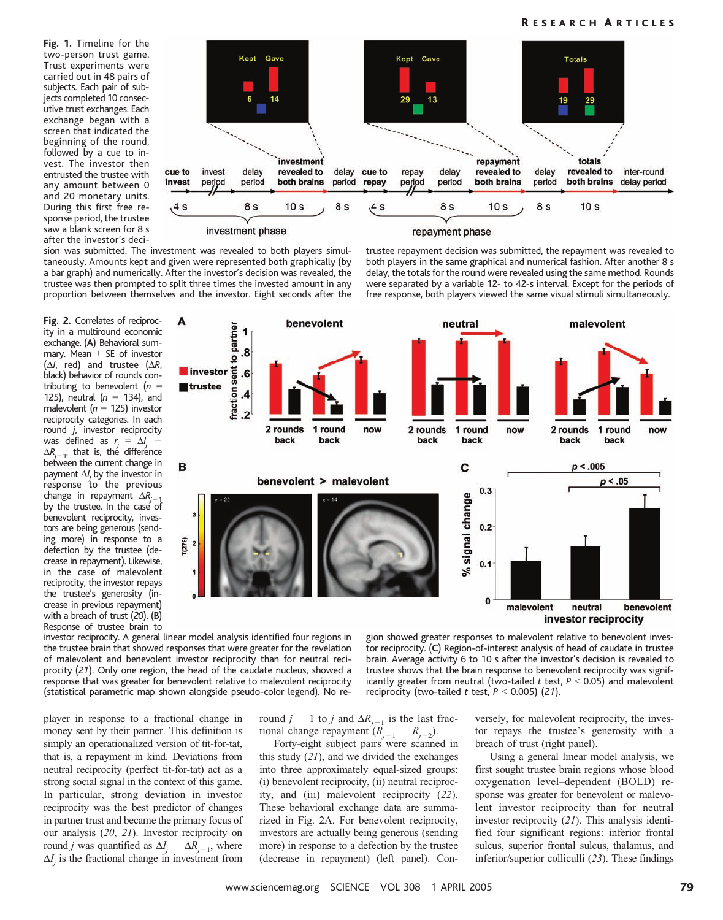**Fig. 1.** Timeline for the two-person trust game. Trust experiments were carried out in 48 pairs of subjects. Each pair of subjects completed 10 consecutive trust exchanges. Each exchange began with a screen that indicated the beginning of the round, followed by a cue to invest. The investor then entrusted the trustee with any amount between 0 and 20 monetary units. During this first free response period, the trustee saw a blank screen for 8 s after the investor's decision was submitted. The investment was revealed to both players simultaneously. Amounts kept and given were represented both graphically (by a bar graph) and numerically. After the investor's decision was revealed, the trustee was then prompted to split three times the invested amount in any proportion between themselves and the investor. Eight seconds after the trustee repayment decision was submitted, the repayment was revealed to both players in the same graphical and numerical fashion. After another 8 s delay, the totals for the round were revealed using the same method. Rounds were separated by a variable 12- to 42-s interval. Except for the periods of free response, both players viewed the same visual stimuli simultaneously.

**Fig. 2.** Correlates of reciprocity in a multiround economic exchange. (**A**) Behavioral summary. Mean ± SE of investor ($\Delta I$, red) and trustee ($\Delta R$, black) behavior of rounds contributing to benevolent ($n$ = 125), neutral ($n$ = 134), and malevolent ($n$ = 125) investor reciprocity categories. In each round $j$, investor reciprocity was defined as $r_j = \Delta I_j - \Delta R_{j-1}$; that is, the difference between the current change in payment $\Delta I_j$ by the investor in response to the previous change in repayment $\Delta R_{j-1}$ by the trustee. In the case of benevolent reciprocity, investors are being generous (sending more) in response to a defection by the trustee (decrease in repayment). Likewise, in the case of malevolent reciprocity, the investor repays the trustee's generosity (increase in previous repayment) with a breach of trust (20). (**B**) Response of trustee brain to investor reciprocity. A general linear model analysis identified four regions in the trustee brain that showed responses that were greater for the revelation of malevolent and benevolent investor reciprocity than for neutral reciprocity (21). Only one region, the head of the caudate nucleus, showed a response that was greater for benevolent relative to malevolent reciprocity (statistical parametric map shown alongside pseudo-color legend). No region showed greater responses to malevolent relative to benevolent investor reciprocity. (**C**) Region-of-interest analysis of head of caudate in trustee brain. Average activity 6 to 10 s after the investor's decision is revealed to trustee shows that the brain response to benevolent reciprocity was significantly greater from neutral (two-tailed $t$ test, $P < 0.05$) and malevolent reciprocity (two-tailed $t$ test, $P < 0.005$) (21).

player in response to a fractional change in money sent by their partner. This definition is simply an operationalized version of tit-for-tat, that is, a repayment in kind. Deviations from neutral reciprocity (perfect tit-for-tat) act as a strong social signal in the context of this game. In particular, strong deviation in investor reciprocity was the best predictor of changes in partner trust and became the primary focus of our analysis (20, 21). Investor reciprocity on round $j$ was quantified as $\Delta I_j - \Delta R_{j-1}$, where $\Delta I_j$ is the fractional change in investment from round $j - 1$ to $j$ and $\Delta R_{j-1}$ is the last fractional change repayment ($R_{j-1} - R_{j-2}$).

Forty-eight subject pairs were scanned in this study (21), and we divided the exchanges into three approximately equal-sized groups: (i) benevolent reciprocity, (ii) neutral reciprocity, and (iii) malevolent reciprocity (22). These behavioral exchange data are summarized in Fig. 2A. For benevolent reciprocity, investors are actually being generous (sending more) in response to a defection by the trustee (decrease in repayment) (left panel). Conversely, for malevolent reciprocity, the investor repays the trustee's generosity with a breach of trust (right panel).

Using a general linear model analysis, we first sought trustee brain regions whose blood oxygenation level–dependent (BOLD) response was greater for benevolent or malevolent investor reciprocity than for neutral investor reciprocity (21). This analysis identified four significant regions: inferior frontal sulcus, superior frontal sulcus, thalamus, and inferior/superior colliculli (23). These findings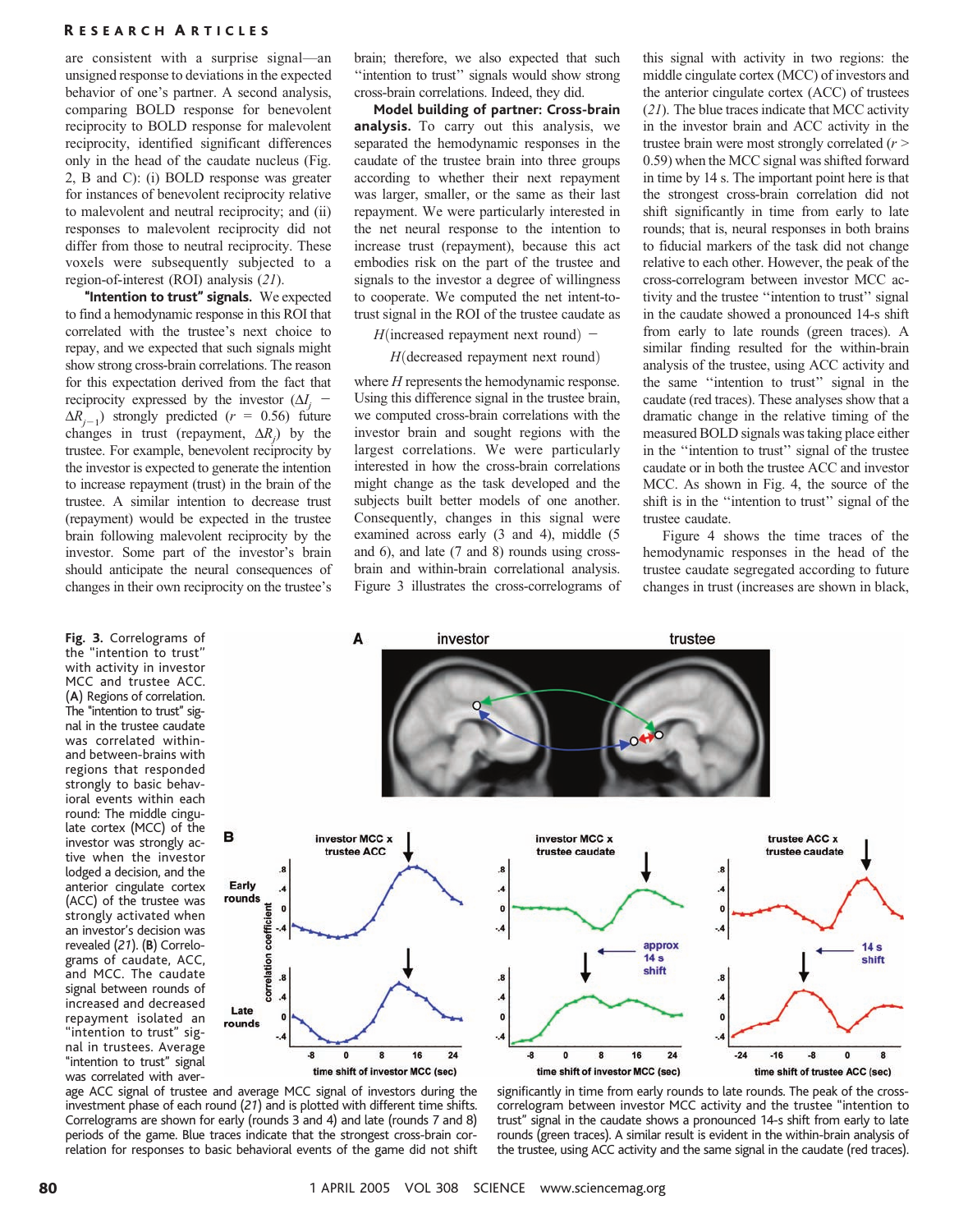are consistent with a surprise signal—an unsigned response to deviations in the expected behavior of one's partner. A second analysis, comparing BOLD response for benevolent reciprocity to BOLD response for malevolent reciprocity, identified significant differences only in the head of the caudate nucleus (Fig. 2, B and C): (i) BOLD response was greater for instances of benevolent reciprocity relative to malevolent and neutral reciprocity; and (ii) responses to malevolent reciprocity did not differ from those to neutral reciprocity. These voxels were subsequently subjected to a region-of-interest (ROI) analysis (*21*).

**"Intention to trust" signals.** We expected to find a hemodynamic response in this ROI that correlated with the trustee's next choice to repay, and we expected that such signals might show strong cross-brain correlations. The reason for this expectation derived from the fact that reciprocity expressed by the investor ($\Delta I_j - \Delta R_{j-1}$) strongly predicted ($r = 0.56$) future changes in trust (repayment, $\Delta R_j$) by the trustee. For example, benevolent reciprocity by the investor is expected to generate the intention to increase repayment (trust) in the brain of the trustee. A similar intention to decrease trust (repayment) would be expected in the trustee brain following malevolent reciprocity by the investor. Some part of the investor's brain should anticipate the neural consequences of changes in their own reciprocity on the trustee's brain; therefore, we also expected that such "intention to trust" signals would show strong cross-brain correlations. Indeed, they did.

**Model building of partner: Cross-brain analysis.** To carry out this analysis, we separated the hemodynamic responses in the caudate of the trustee brain into three groups according to whether their next repayment was larger, smaller, or the same as their last repayment. We were particularly interested in the net neural response to the intention to increase trust (repayment), because this act embodies risk on the part of the trustee and signals to the investor a degree of willingness to cooperate. We computed the net intent-to-trust signal in the ROI of the trustee caudate as

$$H(\text{increased repayment next round}) - H(\text{decreased repayment next round})$$

where $H$ represents the hemodynamic response. Using this difference signal in the trustee brain, we computed cross-brain correlations with the investor brain and sought regions with the largest correlations. We were particularly interested in how the cross-brain correlations might change as the task developed and the subjects built better models of one another. Consequently, changes in this signal were examined across early (3 and 4), middle (5 and 6), and late (7 and 8) rounds using cross-brain and within-brain correlational analysis. Figure 3 illustrates the cross-correlograms of this signal with activity in two regions: the middle cingulate cortex (MCC) of investors and the anterior cingulate cortex (ACC) of trustees (*21*). The blue traces indicate that MCC activity in the investor brain and ACC activity in the trustee brain were most strongly correlated ($r > 0.59$) when the MCC signal was shifted forward in time by 14 s. The important point here is that the strongest cross-brain correlation did not shift significantly in time from early to late rounds; that is, neural responses in both brains to fiducial markers of the task did not change relative to each other. However, the peak of the cross-correlogram between investor MCC activity and the trustee "intention to trust" signal in the caudate showed a pronounced 14-s shift from early to late rounds (green traces). A similar finding resulted for the within-brain analysis of the trustee, using ACC activity and the same "intention to trust" signal in the caudate (red traces). These analyses show that a dramatic change in the relative timing of the measured BOLD signals was taking place either in the "intention to trust" signal of the trustee caudate or in both the trustee ACC and investor MCC. As shown in Fig. 4, the source of the shift is in the "intention to trust" signal of the trustee caudate.

Figure 4 shows the time traces of the hemodynamic responses in the head of the trustee caudate segregated according to future changes in trust (increases are shown in black,

**Fig. 3.** Correlograms of the "intention to trust" with activity in investor MCC and trustee ACC. (**A**) Regions of correlation. The "intention to trust" signal in the trustee caudate was correlated within- and between-brains with regions that responded strongly to basic behavioral events within each round: The middle cingulate cortex (MCC) of the investor was strongly active when the investor lodged a decision, and the anterior cingulate cortex (ACC) of the trustee was strongly activated when an investor's decision was revealed (*21*). (**B**) Correlograms of caudate, ACC, and MCC. The caudate signal between rounds of increased and decreased repayment isolated an "intention to trust" signal in trustees. Average "intention to trust" signal was correlated with average ACC signal of trustee and average MCC signal of investors during the investment phase of each round (*21*) and is plotted with different time shifts. Correlograms are shown for early (rounds 3 and 4) and late (rounds 7 and 8) periods of the game. Blue traces indicate that the strongest cross-brain correlation for responses to basic behavioral events of the game did not shift significantly in time from early rounds to late rounds. The peak of the cross-correlogram between investor MCC activity and the trustee "intention to trust" signal in the caudate shows a pronounced 14-s shift from early to late rounds (green traces). A similar result is evident in the within-brain analysis of the trustee, using ACC activity and the same signal in the caudate (red traces).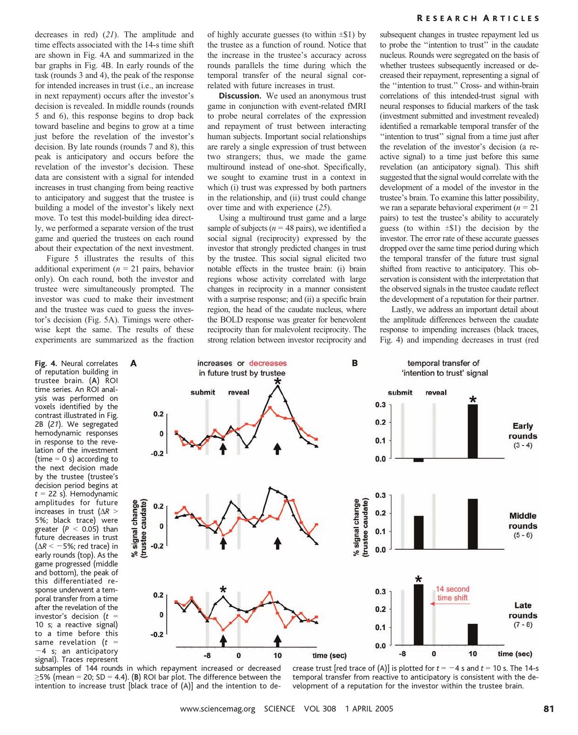decreases in red) (21). The amplitude and time effects associated with the 14-s time shift are shown in Fig. 4A and summarized in the bar graphs in Fig. 4B. In early rounds of the task (rounds 3 and 4), the peak of the response for intended increases in trust (i.e., an increase in next repayment) occurs after the investor's decision is revealed. In middle rounds (rounds 5 and 6), this response begins to drop back toward baseline and begins to grow at a time just before the revelation of the investor's decision. By late rounds (rounds 7 and 8), this peak is anticipatory and occurs before the revelation of the investor's decision. These data are consistent with a signal for intended increases in trust changing from being reactive to anticipatory and suggest that the trustee is building a model of the investor's likely next move. To test this model-building idea directly, we performed a separate version of the trust game and queried the trustees on each round about their expectation of the next investment.

Figure 5 illustrates the results of this additional experiment ($n$ = 21 pairs, behavior only). On each round, both the investor and trustee were simultaneously prompted. The investor was cued to make their investment and the trustee was cued to guess the investor's decision (Fig. 5A). Timings were otherwise kept the same. The results of these experiments are summarized as the fraction of highly accurate guesses (to within ±\$1) by the trustee as a function of round. Notice that the increase in the trustee's accuracy across rounds parallels the time during which the temporal transfer of the neural signal correlated with future increases in trust.

**Discussion.** We used an anonymous trust game in conjunction with event-related fMRI to probe neural correlates of the expression and repayment of trust between interacting human subjects. Important social relationships are rarely a single expression of trust between two strangers; thus, we made the game multiround instead of one-shot. Specifically, we sought to examine trust in a context in which (i) trust was expressed by both partners in the relationship, and (ii) trust could change over time and with experience (25).

Using a multiround trust game and a large sample of subjects ($n$ = 48 pairs), we identified a social signal (reciprocity) expressed by the investor that strongly predicted changes in trust by the trustee. This social signal elicited two notable effects in the trustee brain: (i) brain regions whose activity correlated with large changes in reciprocity in a manner consistent with a surprise response; and (ii) a specific brain region, the head of the caudate nucleus, where the BOLD response was greater for benevolent reciprocity than for malevolent reciprocity. The strong relation between investor reciprocity and subsequent changes in trustee repayment led us to probe the "intention to trust" in the caudate nucleus. Rounds were segregated on the basis of whether trustees subsequently increased or decreased their repayment, representing a signal of the "intention to trust." Cross- and within-brain correlations of this intended-trust signal with neural responses to fiducial markers of the task (investment submitted and investment revealed) identified a remarkable temporal transfer of the "intention to trust" signal from a time just after the revelation of the investor's decision (a reactive signal) to a time just before this same revelation (an anticipatory signal). This shift suggested that the signal would correlate with the development of a model of the investor in the trustee's brain. To examine this latter possibility, we ran a separate behavioral experiment ($n$ = 21 pairs) to test the trustee's ability to accurately guess (to within ±\$1) the decision by the investor. The error rate of these accurate guesses dropped over the same time period during which the temporal transfer of the future trust signal shifted from reactive to anticipatory. This observation is consistent with the interpretation that the observed signals in the trustee caudate reflect the development of a reputation for their partner.

Lastly, we address an important detail about the amplitude differences between the caudate response to impending increases (black traces, Fig. 4) and impending decreases in trust (red

**Fig. 4.** Neural correlates of reputation building in trustee brain. (**A**) ROI time series. An ROI analysis was performed on voxels identified by the contrast illustrated in Fig. 2B (21). We segregated hemodynamic responses in response to the revelation of the investment (time = 0 s) according to the next decision made by the trustee (trustee's decision period begins at $t$ = 22 s). Hemodynamic amplitudes for future increases in trust ($\Delta R$ > 5%; black trace) were greater ($P$ < 0.05) than future decreases in trust ($\Delta R < -5\%$; red trace) in early rounds (top). As the game progressed (middle and bottom), the peak of this differentiated response underwent a temporal transfer from a time after the revelation of the investor's decision ($t$ = 10 s; a reactive signal) to a time before this same revelation ($t$ = −4 s; an anticipatory signal). Traces represent subsamples of 144 rounds in which repayment increased or decreased ≥5% (mean = 20; SD = 4.4). (**B**) ROI bar plot. The difference between the intention to increase trust [black trace of (A)] and the intention to decrease trust [red trace of (A)] is plotted for $t$ = −4 s and $t$ = 10 s. The 14-s temporal transfer from reactive to anticipatory is consistent with the development of a reputation for the investor within the trustee brain.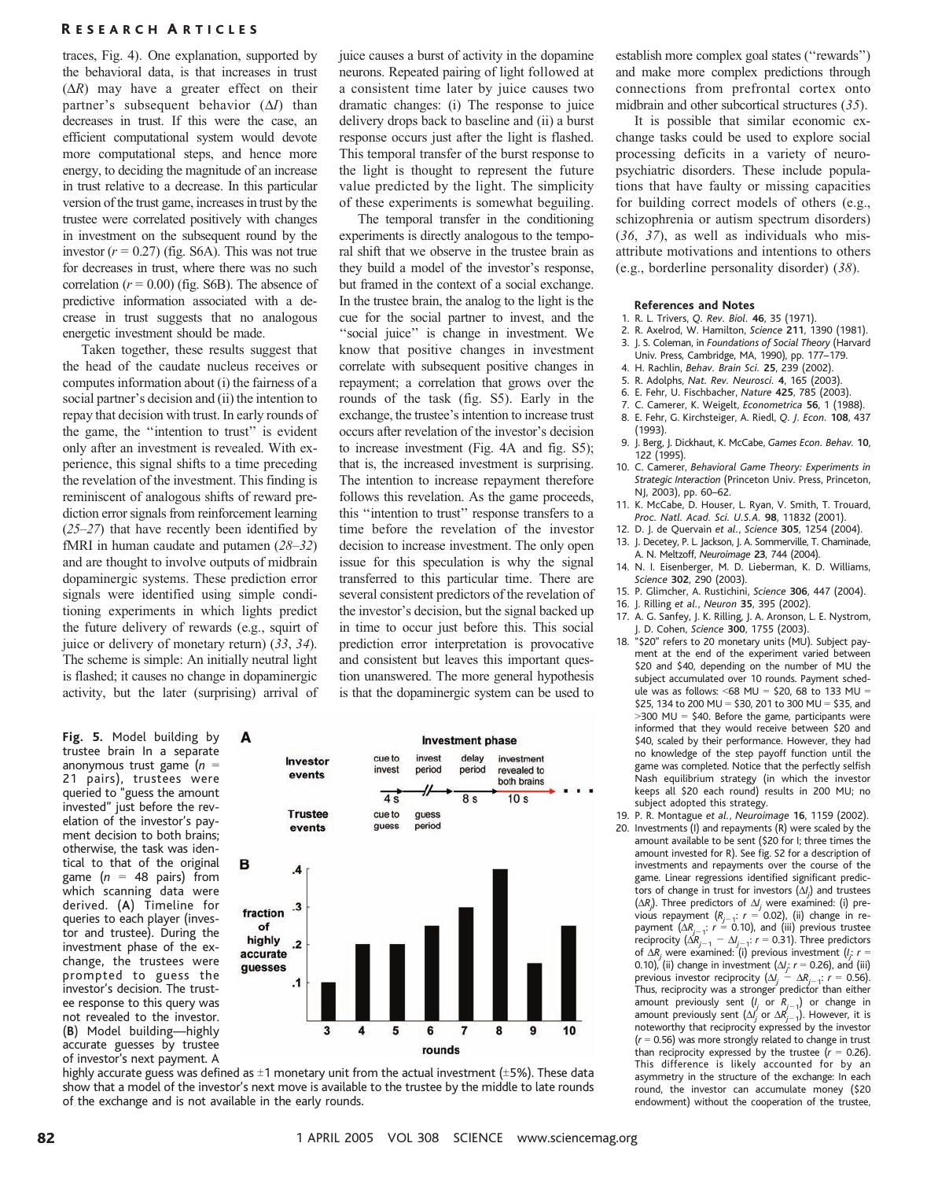traces, Fig. 4). One explanation, supported by the behavioral data, is that increases in trust ($\Delta R$) may have a greater effect on their partner's subsequent behavior ($\Delta I$) than decreases in trust. If this were the case, an efficient computational system would devote more computational steps, and hence more energy, to deciding the magnitude of an increase in trust relative to a decrease. In this particular version of the trust game, increases in trust by the trustee were correlated positively with changes in investment on the subsequent round by the investor ($r = 0.27$) (fig. S6A). This was not true for decreases in trust, where there was no such correlation ($r = 0.00$) (fig. S6B). The absence of predictive information associated with a decrease in trust suggests that no analogous energetic investment should be made.

Taken together, these results suggest that the head of the caudate nucleus receives or computes information about (i) the fairness of a social partner's decision and (ii) the intention to repay that decision with trust. In early rounds of the game, the "intention to trust" is evident only after an investment is revealed. With experience, this signal shifts to a time preceding the revelation of the investment. This finding is reminiscent of analogous shifts of reward prediction error signals from reinforcement learning (25–27) that have recently been identified by fMRI in human caudate and putamen (28–32) and are thought to involve outputs of midbrain dopaminergic systems. These prediction error signals were identified using simple conditioning experiments in which lights predict the future delivery of rewards (e.g., squirt of juice or delivery of monetary return) (33, 34). The scheme is simple: An initially neutral light is flashed; it causes no change in dopaminergic activity, but the later (surprising) arrival of juice causes a burst of activity in the dopamine neurons. Repeated pairing of light followed at a consistent time later by juice causes two dramatic changes: (i) The response to juice delivery drops back to baseline and (ii) a burst response occurs just after the light is flashed. This temporal transfer of the burst response to the light is thought to represent the future value predicted by the light. The simplicity of these experiments is somewhat beguiling.

The temporal transfer in the conditioning experiments is directly analogous to the temporal shift that we observe in the trustee brain as they build a model of the investor's response, but framed in the context of a social exchange. In the trustee brain, the analog to the light is the cue for the social partner to invest, and the "social juice" is change in investment. We know that positive changes in investment correlate with subsequent positive changes in repayment; a correlation that grows over the rounds of the task (fig. S5). Early in the exchange, the trustee's intention to increase trust occurs after revelation of the investor's decision to increase investment (Fig. 4A and fig. S5); that is, the increased investment is surprising. The intention to increase repayment therefore follows this revelation. As the game proceeds, this "intention to trust" response transfers to a time before the revelation of the investor decision to increase investment. The only open issue for this speculation is why the signal transferred to this particular time. There are several consistent predictors of the revelation of the investor's decision, but the signal backed up in time to occur just before this. This social prediction error interpretation is provocative and consistent but leaves this important question unanswered. The more general hypothesis is that the dopaminergic system can be used to establish more complex goal states ("rewards") and make more complex predictions through connections from prefrontal cortex onto midbrain and other subcortical structures (35).

It is possible that similar economic exchange tasks could be used to explore social processing deficits in a variety of neuropsychiatric disorders. These include populations that have faulty or missing capacities for building correct models of others (e.g., schizophrenia or autism spectrum disorders) (36, 37), as well as individuals who misattribute motivations and intentions to others (e.g., borderline personality disorder) (38).

**Fig. 5.** Model building by trustee brain In a separate anonymous trust game ($n$ = 21 pairs), trustees were queried to "guess the amount invested" just before the revelation of the investor's payment decision to both brains; otherwise, the task was identical to that of the original game ($n$ = 48 pairs) from which scanning data were derived. (**A**) Timeline for queries to each player (investor and trustee). During the investment phase of the exchange, the trustees were prompted to guess the investor's decision. The trustee response to this query was not revealed to the investor. (**B**) Model building—highly accurate guesses by trustee of investor's next payment. A highly accurate guess was defined as ±1 monetary unit from the actual investment (±5%). These data show that a model of the investor's next move is available to the trustee by the middle to late rounds of the exchange and is not available in the early rounds.

### References and Notes

1. R. L. Trivers, *Q. Rev. Biol.* **46**, 35 (1971).
2. R. Axelrod, W. Hamilton, *Science* **211**, 1390 (1981).
3. J. S. Coleman, in *Foundations of Social Theory* (Harvard Univ. Press, Cambridge, MA, 1990), pp. 177–179.
4. H. Rachlin, *Behav. Brain Sci.* **25**, 239 (2002).
5. R. Adolphs, *Nat. Rev. Neurosci.* **4**, 165 (2003).
6. E. Fehr, U. Fischbacher, *Nature* **425**, 785 (2003).
7. C. Camerer, K. Weigelt, *Econometrica* **56**, 1 (1988).
8. E. Fehr, G. Kirchsteiger, A. Riedl, *Q. J. Econ.* **108**, 437 (1993).
9. J. Berg, J. Dickhaut, K. McCabe, *Games Econ. Behav.* **10**, 122 (1995).
10. C. Camerer, *Behavioral Game Theory: Experiments in Strategic Interaction* (Princeton Univ. Press, Princeton, NJ, 2003), pp. 60–62.
11. K. McCabe, D. Houser, L. Ryan, V. Smith, T. Trouard, *Proc. Natl. Acad. Sci. U.S.A.* **98**, 11832 (2001).
12. D. J. de Quervain *et al.*, *Science* **305**, 1254 (2004).
13. J. Decetey, P. L. Jackson, J. A. Sommerville, T. Chaminade, A. N. Meltzoff, *Neuroimage* **23**, 744 (2004).
14. N. I. Eisenberger, M. D. Lieberman, K. D. Williams, *Science* **302**, 290 (2003).
15. P. Glimcher, A. Rustichini, *Science* **306**, 447 (2004).
16. J. Rilling *et al.*, *Neuron* **35**, 395 (2002).
17. A. G. Sanfey, J. K. Rilling, J. A. Aronson, L. E. Nystrom, J. D. Cohen, *Science* **300**, 1755 (2003).
18. "$20" refers to 20 monetary units (MU). Subject payment at the end of the experiment varied between $20 and $40, depending on the number of MU the subject accumulated over 10 rounds. Payment schedule was as follows: <68 MU = $20, 68 to 133 MU = $25, 134 to 200 MU = $30, 201 to 300 MU = $35, and >300 MU = $40. Before the game, participants were informed that they would receive between $20 and $40, scaled by their performance. However, they had no knowledge of the step payoff function until the game was completed. Notice that the perfectly selfish Nash equilibrium strategy (in which the investor keeps all $20 each round) results in 200 MU; no subject adopted this strategy.
19. P. R. Montague *et al.*, *Neuroimage* **16**, 1159 (2002).
20. Investments (I) and repayments (R) were scaled by the amount available to be sent ($20 for I; three times the amount invested for R). See fig. S2 for a description of investments and repayments over the course of the game. Linear regressions identified significant predictors of change in trust for investors ($\Delta I_j$) and trustees ($\Delta R_j$). Three predictors of $\Delta I_j$ were examined: (i) previous repayment ($R_{j-1}$: $r = 0.02$), (ii) change in repayment ($\Delta R_{j-1}$: $r = 0.10$), and (iii) previous trustee reciprocity ($\Delta R_{j-1} - \Delta I_{j-1}$: $r = 0.31$). Three predictors of $\Delta R_j$ were examined: (i) previous investment ($I_j$: $r = 0.10$), (ii) change in investment ($\Delta I_j$: $r = 0.26$), and (iii) previous investor reciprocity ($\Delta I_j - \Delta R_{j-1}$: $r = 0.56$). Thus, reciprocity was a stronger predictor than either amount previously sent ($I_j$ or $R_{j-1}$) or change in amount previously sent ($\Delta I_j$ or $\Delta R_{j-1}$). However, it is noteworthy that reciprocity expressed by the investor ($r = 0.56$) was more strongly related to change in trust than reciprocity expressed by the trustee ($r = 0.26$). This difference is likely accounted for by an asymmetry in the structure of the exchange: In each round, the investor can accumulate money ($20 endowment) without the cooperation of the trustee,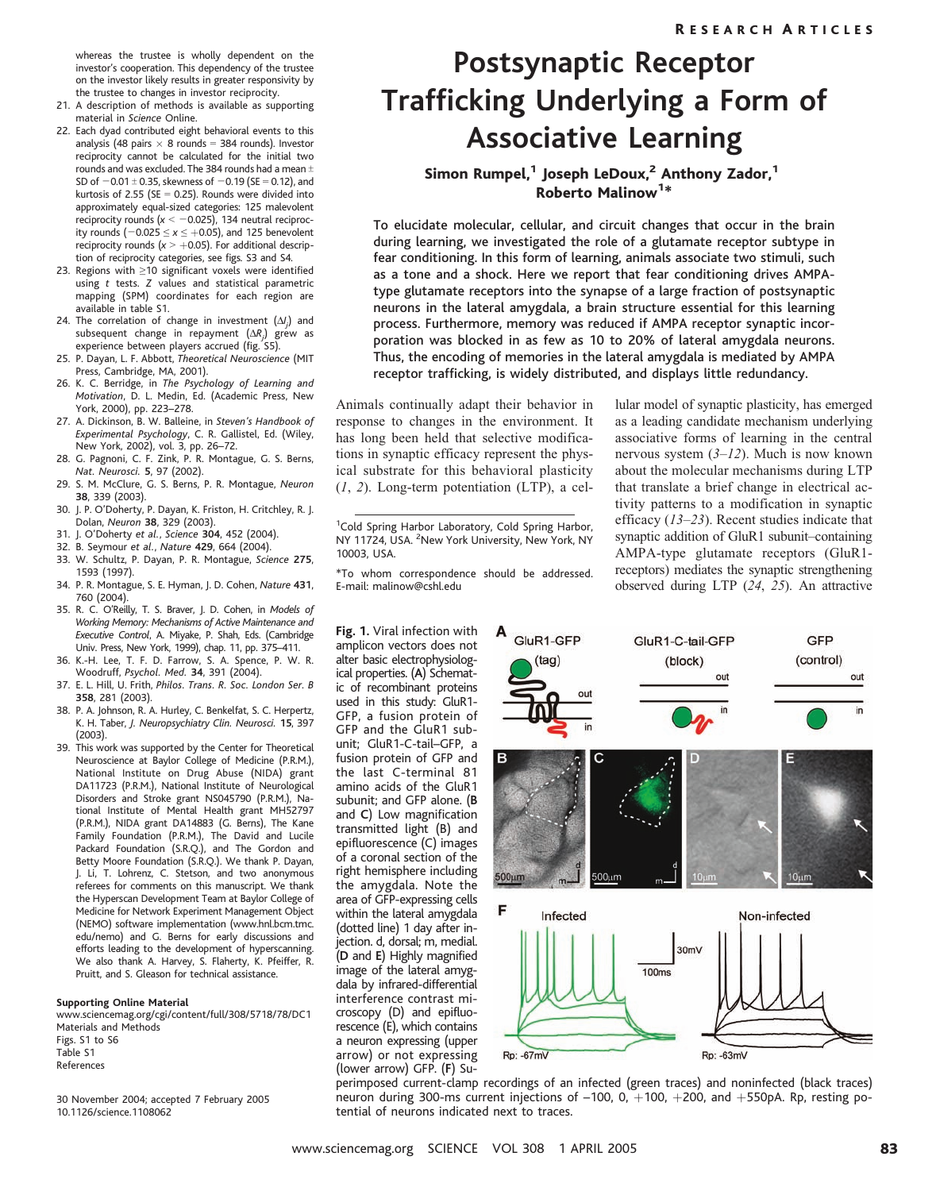whereas the trustee is wholly dependent on the investor's cooperation. This dependency of the trustee on the investor likely results in greater responsivity by the trustee to changes in investor reciprocity.

21. A description of methods is available as supporting material in *Science* Online.
22. Each dyad contributed eight behavioral events to this analysis (48 pairs × 8 rounds = 384 rounds). Investor reciprocity cannot be calculated for the initial two rounds and was excluded. The 384 rounds had a mean ± SD of −0.01 ± 0.35, skewness of −0.19 (SE = 0.12), and kurtosis of 2.55 (SE = 0.25). Rounds were divided into approximately equal-sized categories: 125 malevolent reciprocity rounds ($x < -0.025$), 134 neutral reciprocity rounds ($-0.025 \leq x \leq +0.05$), and 125 benevolent reciprocity rounds ($x > +0.05$). For additional description of reciprocity categories, see figs. S3 and S4.
23. Regions with ≥10 significant voxels were identified using *t* tests. *Z* values and statistical parametric mapping (SPM) coordinates for each region are available in table S1.
24. The correlation of change in investment ($\Delta I_j$) and subsequent change in repayment ($\Delta R_j$) grew as experience between players accrued (fig. S5).
25. P. Dayan, L. F. Abbott, *Theoretical Neuroscience* (MIT Press, Cambridge, MA, 2001).
26. K. C. Berridge, in *The Psychology of Learning and Motivation*, D. L. Medin, Ed. (Academic Press, New York, 2000), pp. 223–278.
27. A. Dickinson, B. W. Balleine, in *Steven's Handbook of Experimental Psychology*, C. R. Gallistel, Ed. (Wiley, New York, 2002), vol. 3, pp. 26–72.
28. G. Pagnoni, C. F. Zink, P. R. Montague, G. S. Berns, *Nat. Neurosci.* **5**, 97 (2002).
29. S. M. McClure, G. S. Berns, P. R. Montague, *Neuron* **38**, 339 (2003).
30. J. P. O'Doherty, P. Dayan, K. Friston, H. Critchley, R. J. Dolan, *Neuron* **38**, 329 (2003).
31. J. O'Doherty *et al.*, *Science* **304**, 452 (2004).
32. B. Seymour *et al.*, *Nature* **429**, 664 (2004).
33. W. Schultz, P. Dayan, P. R. Montague, *Science* **275**, 1593 (1997).
34. P. R. Montague, S. E. Hyman, J. D. Cohen, *Nature* **431**, 760 (2004).
35. R. C. O'Reilly, T. S. Braver, J. D. Cohen, in *Models of Working Memory: Mechanisms of Active Maintenance and Executive Control*, A. Miyake, P. Shah, Eds. (Cambridge Univ. Press, New York, 1999), chap. 11, pp. 375–411.
36. K.-H. Lee, T. F. D. Farrow, S. A. Spence, P. W. R. Woodruff, *Psychol. Med.* **34**, 391 (2004).
37. E. L. Hill, U. Frith, *Philos. Trans. R. Soc. London Ser. B* **358**, 281 (2003).
38. P. A. Johnson, R. A. Hurley, C. Benkelfat, S. C. Herpertz, K. H. Taber, *J. Neuropsychiatry Clin. Neurosci.* **15**, 397 (2003).
39. This work was supported by the Center for Theoretical Neuroscience at Baylor College of Medicine (P.R.M.), National Institute on Drug Abuse (NIDA) grant DA11723 (P.R.M.), National Institute of Neurological Disorders and Stroke grant NS045790 (P.R.M.), National Institute of Mental Health grant MH52797 (P.R.M.), NIDA grant DA14883 (G. Berns), The Kane Family Foundation (P.R.M.), The David and Lucile Packard Foundation (S.R.Q.), and The Gordon and Betty Moore Foundation (S.R.Q.). We thank P. Dayan, J. Li, T. Lohrenz, C. Stetson, and two anonymous referees for comments on this manuscript. We thank the Hyperscan Development Team at Baylor College of Medicine for Network Experiment Management Object (NEMO) software implementation (www.hnl.bcm.tmc.edu/nemo) and G. Berns for early discussions and efforts leading to the development of hyperscanning. We also thank A. Harvey, S. Flaherty, K. Pfeiffer, R. Pruitt, and S. Gleason for technical assistance.

**Supporting Online Material**
www.sciencemag.org/cgi/content/full/308/5718/78/DC1
Materials and Methods
Figs. S1 to S6
Table S1
References

30 November 2004; accepted 7 February 2005
10.1126/science.1108062

# Postsynaptic Receptor Trafficking Underlying a Form of Associative Learning

**Simon Rumpel,[1] Joseph LeDoux,[2] Anthony Zador,[1] Roberto Malinow[1]***

**To elucidate molecular, cellular, and circuit changes that occur in the brain during learning, we investigated the role of a glutamate receptor subtype in fear conditioning. In this form of learning, animals associate two stimuli, such as a tone and a shock. Here we report that fear conditioning drives AMPA-type glutamate receptors into the synapse of a large fraction of postsynaptic neurons in the lateral amygdala, a brain structure essential for this learning process. Furthermore, memory was reduced if AMPA receptor synaptic incorporation was blocked in as few as 10 to 20% of lateral amygdala neurons. Thus, the encoding of memories in the lateral amygdala is mediated by AMPA receptor trafficking, is widely distributed, and displays little redundancy.**

Animals continually adapt their behavior in response to changes in the environment. It has long been held that selective modifications in synaptic efficacy represent the physical substrate for this behavioral plasticity (*1*, *2*). Long-term potentiation (LTP), a cellular model of synaptic plasticity, has emerged as a leading candidate mechanism underlying associative forms of learning in the central nervous system (*3*–*12*). Much is now known about the molecular mechanisms during LTP that translate a brief change in electrical activity patterns to a modification in synaptic efficacy (*13*–*23*). Recent studies indicate that synaptic addition of GluR1 subunit–containing AMPA-type glutamate receptors (GluR1-receptors) mediates the synaptic strengthening observed during LTP (*24*, *25*). An attractive

[1]Cold Spring Harbor Laboratory, Cold Spring Harbor, NY 11724, USA. [2]New York University, New York, NY 10003, USA.

*To whom correspondence should be addressed. E-mail: malinow@cshl.edu

A
GluR1-GFP
(tag)
GluR1-C-tail-GFP
(block)
GFP
(control)
out
in
B
C
D
E
500μm
500μm
10μm
10μm
d
m
F
Infected
Non-infected
30mV
100ms
Rp: -67mV
Rp: -63mV

**Fig. 1.** Viral infection with amplicon vectors does not alter basic electrophysiological properties. (**A**) Schematic of recombinant proteins used in this study: GluR1-GFP, a fusion protein of GFP and the GluR1 subunit; GluR1-C-tail–GFP, a fusion protein of GFP and the last C-terminal 81 amino acids of the GluR1 subunit; and GFP alone. (**B** and **C**) Low magnification transmitted light (B) and epifluorescence (C) images of a coronal section of the right hemisphere including the amygdala. Note the area of GFP-expressing cells within the lateral amygdala (dotted line) 1 day after injection. d, dorsal; m, medial. (**D** and **E**) Highly magnified image of the lateral amygdala by infrared-differential interference contrast microscopy (D) and epifluorescence (E), which contains a neuron expressing (upper arrow) or not expressing (lower arrow) GFP. (**F**) Superimposed current-clamp recordings of an infected (green traces) and noninfected (black traces) neuron during 300-ms current injections of –100, 0, +100, +200, and +550pA. Rp, resting potential of neurons indicated next to traces.